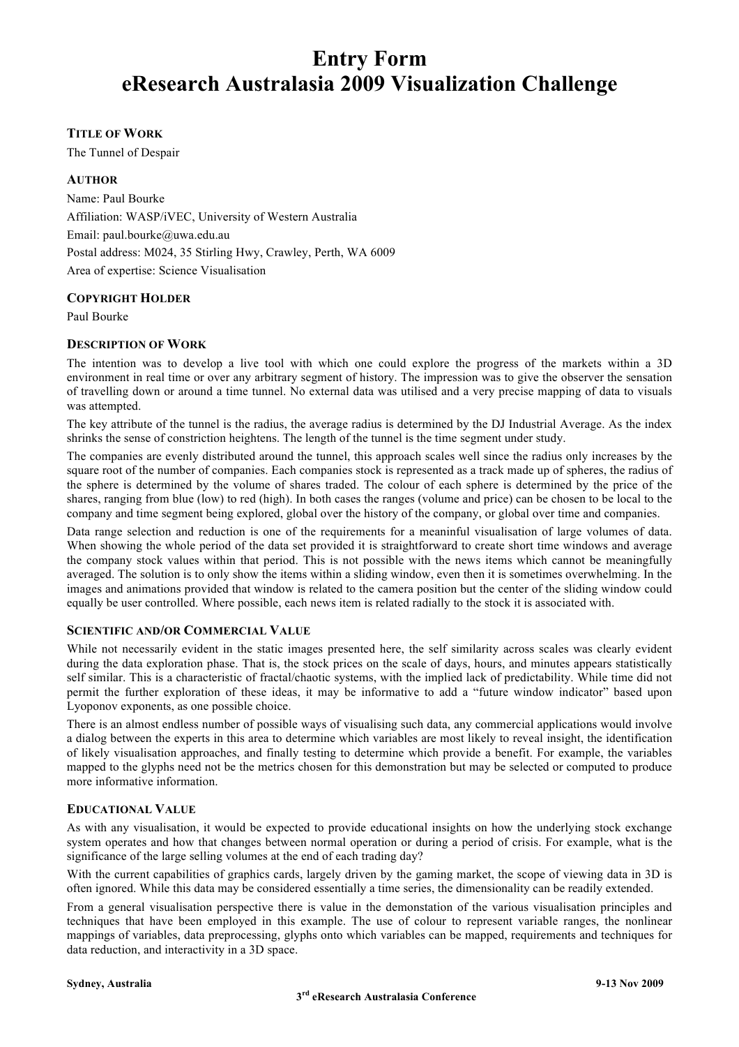# Entry Form
# eResearch Australasia 2009 Visualization Challenge

### TITLE OF WORK

The Tunnel of Despair

### AUTHOR

Name: Paul Bourke

Affiliation: WASP/iVEC, University of Western Australia

Email: paul.bourke@uwa.edu.au

Postal address: M024, 35 Stirling Hwy, Crawley, Perth, WA 6009

Area of expertise: Science Visualisation

### COPYRIGHT HOLDER

Paul Bourke

### DESCRIPTION OF WORK

The intention was to develop a live tool with which one could explore the progress of the markets within a 3D environment in real time or over any arbitrary segment of history. The impression was to give the observer the sensation of travelling down or around a time tunnel. No external data was utilised and a very precise mapping of data to visuals was attempted.

The key attribute of the tunnel is the radius, the average radius is determined by the DJ Industrial Average. As the index shrinks the sense of constriction heightens. The length of the tunnel is the time segment under study.

The companies are evenly distributed around the tunnel, this approach scales well since the radius only increases by the square root of the number of companies. Each companies stock is represented as a track made up of spheres, the radius of the sphere is determined by the volume of shares traded. The colour of each sphere is determined by the price of the shares, ranging from blue (low) to red (high). In both cases the ranges (volume and price) can be chosen to be local to the company and time segment being explored, global over the history of the company, or global over time and companies.

Data range selection and reduction is one of the requirements for a meaninful visualisation of large volumes of data. When showing the whole period of the data set provided it is straightforward to create short time windows and average the company stock values within that period. This is not possible with the news items which cannot be meaningfully averaged. The solution is to only show the items within a sliding window, even then it is sometimes overwhelming. In the images and animations provided that window is related to the camera position but the center of the sliding window could equally be user controlled. Where possible, each news item is related radially to the stock it is associated with.

### SCIENTIFIC AND/OR COMMERCIAL VALUE

While not necessarily evident in the static images presented here, the self similarity across scales was clearly evident during the data exploration phase. That is, the stock prices on the scale of days, hours, and minutes appears statistically self similar. This is a characteristic of fractal/chaotic systems, with the implied lack of predictability. While time did not permit the further exploration of these ideas, it may be informative to add a "future window indicator" based upon Lyoponov exponents, as one possible choice.

There is an almost endless number of possible ways of visualising such data, any commercial applications would involve a dialog between the experts in this area to determine which variables are most likely to reveal insight, the identification of likely visualisation approaches, and finally testing to determine which provide a benefit. For example, the variables mapped to the glyphs need not be the metrics chosen for this demonstration but may be selected or computed to produce more informative information.

### EDUCATIONAL VALUE

As with any visualisation, it would be expected to provide educational insights on how the underlying stock exchange system operates and how that changes between normal operation or during a period of crisis. For example, what is the significance of the large selling volumes at the end of each trading day?

With the current capabilities of graphics cards, largely driven by the gaming market, the scope of viewing data in 3D is often ignored. While this data may be considered essentially a time series, the dimensionality can be readily extended.

From a general visualisation perspective there is value in the demonstation of the various visualisation principles and techniques that have been employed in this example. The use of colour to represent variable ranges, the nonlinear mappings of variables, data preprocessing, glyphs onto which variables can be mapped, requirements and techniques for data reduction, and interactivity in a 3D space.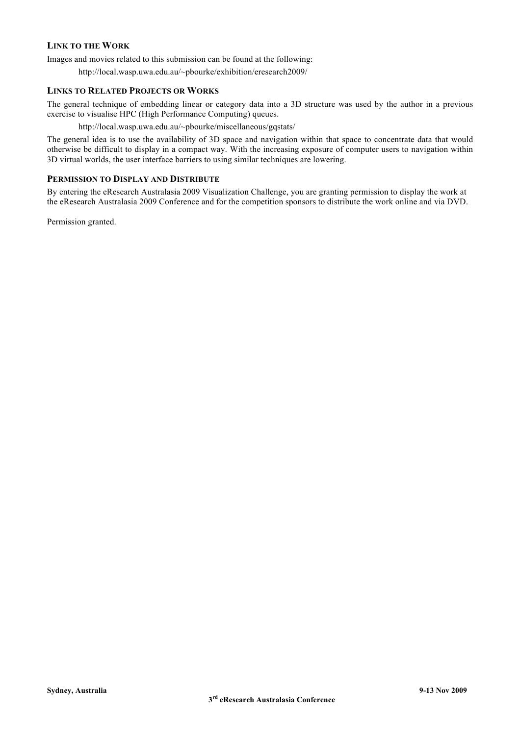## Link to the Work

Images and movies related to this submission can be found at the following:

http://local.wasp.uwa.edu.au/~pbourke/exhibition/eresearch2009/

## Links to Related Projects or Works

The general technique of embedding linear or category data into a 3D structure was used by the author in a previous exercise to visualise HPC (High Performance Computing) queues.

http://local.wasp.uwa.edu.au/~pbourke/miscellaneous/gqstats/

The general idea is to use the availability of 3D space and navigation within that space to concentrate data that would otherwise be difficult to display in a compact way. With the increasing exposure of computer users to navigation within 3D virtual worlds, the user interface barriers to using similar techniques are lowering.

## Permission to Display and Distribute

By entering the eResearch Australasia 2009 Visualization Challenge, you are granting permission to display the work at the eResearch Australasia 2009 Conference and for the competition sponsors to distribute the work online and via DVD.

Permission granted.